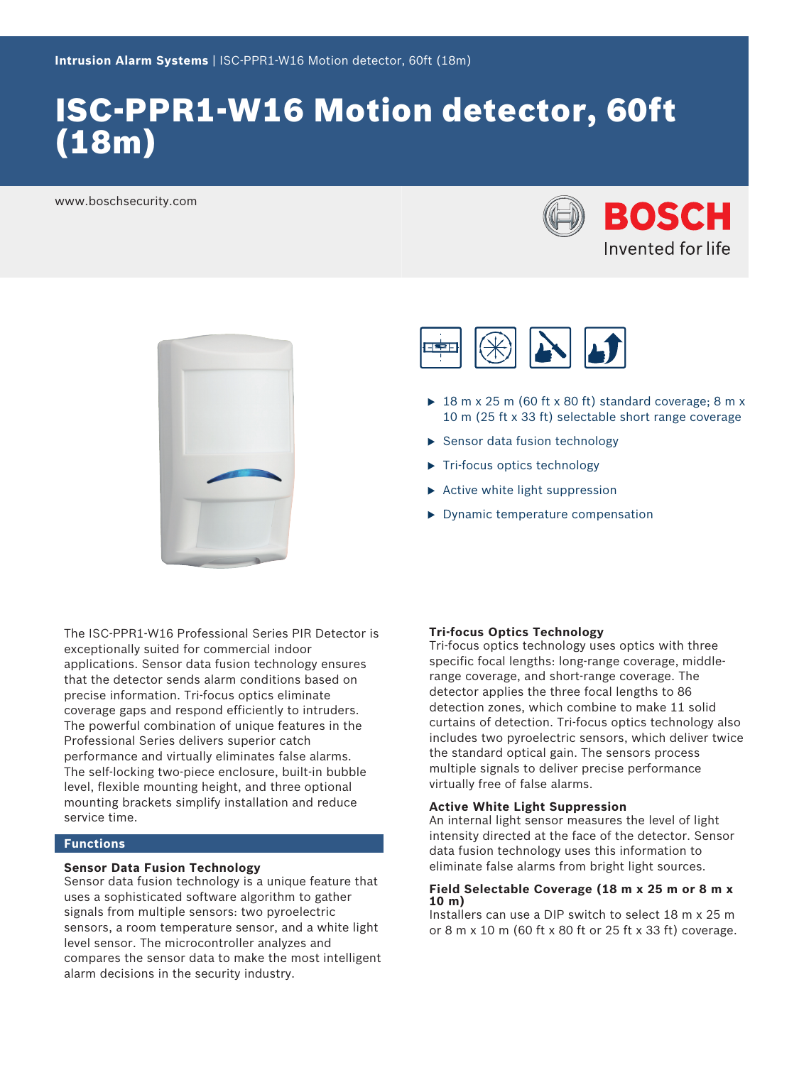Intrusion Alarm Systems | ISC-PPR1-W16 Motion detector, 60ft (18m)

# ISC-PPR1-W16 Motion detector, 60ft (18m)

www.boschsecurity.com

- 18 m x 25 m (60 ft x 80 ft) standard coverage; 8 m x 10 m (25 ft x 33 ft) selectable short range coverage
- Sensor data fusion technology
- Tri-focus optics technology
- Active white light suppression
- Dynamic temperature compensation

The ISC-PPR1-W16 Professional Series PIR Detector is exceptionally suited for commercial indoor applications. Sensor data fusion technology ensures that the detector sends alarm conditions based on precise information. Tri-focus optics eliminate coverage gaps and respond efficiently to intruders. The powerful combination of unique features in the Professional Series delivers superior catch performance and virtually eliminates false alarms. The self-locking two-piece enclosure, built-in bubble level, flexible mounting height, and three optional mounting brackets simplify installation and reduce service time.

## Functions

### Sensor Data Fusion Technology

Sensor data fusion technology is a unique feature that uses a sophisticated software algorithm to gather signals from multiple sensors: two pyroelectric sensors, a room temperature sensor, and a white light level sensor. The microcontroller analyzes and compares the sensor data to make the most intelligent alarm decisions in the security industry.

### Tri-focus Optics Technology

Tri-focus optics technology uses optics with three specific focal lengths: long-range coverage, middle-range coverage, and short-range coverage. The detector applies the three focal lengths to 86 detection zones, which combine to make 11 solid curtains of detection. Tri-focus optics technology also includes two pyroelectric sensors, which deliver twice the standard optical gain. The sensors process multiple signals to deliver precise performance virtually free of false alarms.

### Active White Light Suppression

An internal light sensor measures the level of light intensity directed at the face of the detector. Sensor data fusion technology uses this information to eliminate false alarms from bright light sources.

### Field Selectable Coverage (18 m x 25 m or 8 m x 10 m)

Installers can use a DIP switch to select 18 m x 25 m or 8 m x 10 m (60 ft x 80 ft or 25 ft x 33 ft) coverage.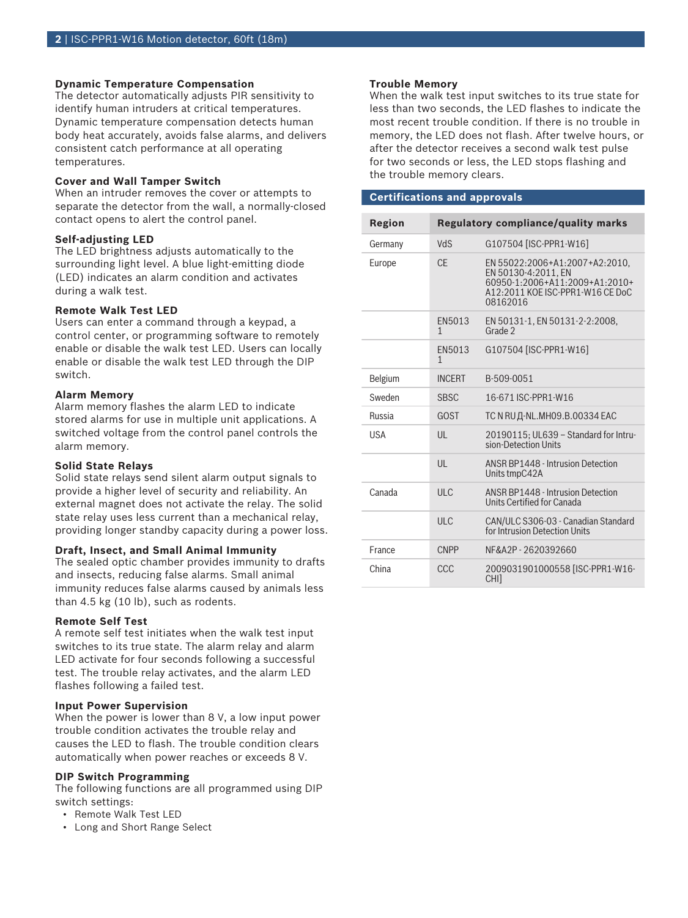### Dynamic Temperature Compensation

The detector automatically adjusts PIR sensitivity to identify human intruders at critical temperatures. Dynamic temperature compensation detects human body heat accurately, avoids false alarms, and delivers consistent catch performance at all operating temperatures.

### Cover and Wall Tamper Switch

When an intruder removes the cover or attempts to separate the detector from the wall, a normally-closed contact opens to alert the control panel.

### Self-adjusting LED

The LED brightness adjusts automatically to the surrounding light level. A blue light-emitting diode (LED) indicates an alarm condition and activates during a walk test.

### Remote Walk Test LED

Users can enter a command through a keypad, a control center, or programming software to remotely enable or disable the walk test LED. Users can locally enable or disable the walk test LED through the DIP switch.

### Alarm Memory

Alarm memory flashes the alarm LED to indicate stored alarms for use in multiple unit applications. A switched voltage from the control panel controls the alarm memory.

### Solid State Relays

Solid state relays send silent alarm output signals to provide a higher level of security and reliability. An external magnet does not activate the relay. The solid state relay uses less current than a mechanical relay, providing longer standby capacity during a power loss.

### Draft, Insect, and Small Animal Immunity

The sealed optic chamber provides immunity to drafts and insects, reducing false alarms. Small animal immunity reduces false alarms caused by animals less than 4.5 kg (10 lb), such as rodents.

### Remote Self Test

A remote self test initiates when the walk test input switches to its true state. The alarm relay and alarm LED activate for four seconds following a successful test. The trouble relay activates, and the alarm LED flashes following a failed test.

### Input Power Supervision

When the power is lower than 8 V, a low input power trouble condition activates the trouble relay and causes the LED to flash. The trouble condition clears automatically when power reaches or exceeds 8 V.

### DIP Switch Programming

The following functions are all programmed using DIP switch settings:

- Remote Walk Test LED
- Long and Short Range Select

### Trouble Memory

When the walk test input switches to its true state for less than two seconds, the LED flashes to indicate the most recent trouble condition. If there is no trouble in memory, the LED does not flash. After twelve hours, or after the detector receives a second walk test pulse for two seconds or less, the LED stops flashing and the trouble memory clears.

## Certifications and approvals

| Region | Regulatory compliance/quality marks | |
|---|---|---|
| Germany | VdS | G107504 [ISC-PPR1-W16] |
| Europe | CE | EN 55022:2006+A1:2007+A2:2010, EN 50130-4:2011, EN 60950-1:2006+A11:2009+A1:2010+A12:2011 KOE ISC-PPR1-W16 CE DoC 08162016 |
| | EN50131 | EN 50131-1, EN 50131-2-2:2008, Grade 2 |
| | EN50131 | G107504 [ISC-PPR1-W16] |
| Belgium | INCERT | B-509-0051 |
| Sweden | SBSC | 16-671 ISC-PPR1-W16 |
| Russia | GOST | TC N RU Д-NL.MH09.B.00334 EAC |
| USA | UL | 20190115; UL639 – Standard for Intrusion-Detection Units |
| | UL | ANSR BP1448 - Intrusion Detection Units tmpC42A |
| Canada | ULC | ANSR BP1448 - Intrusion Detection Units Certified for Canada |
| | ULC | CAN/ULC S306-03 - Canadian Standard for Intrusion Detection Units |
| France | CNPP | NF&A2P - 2620392660 |
| China | CCC | 2009031901000558 [ISC-PPR1-W16-CHI] |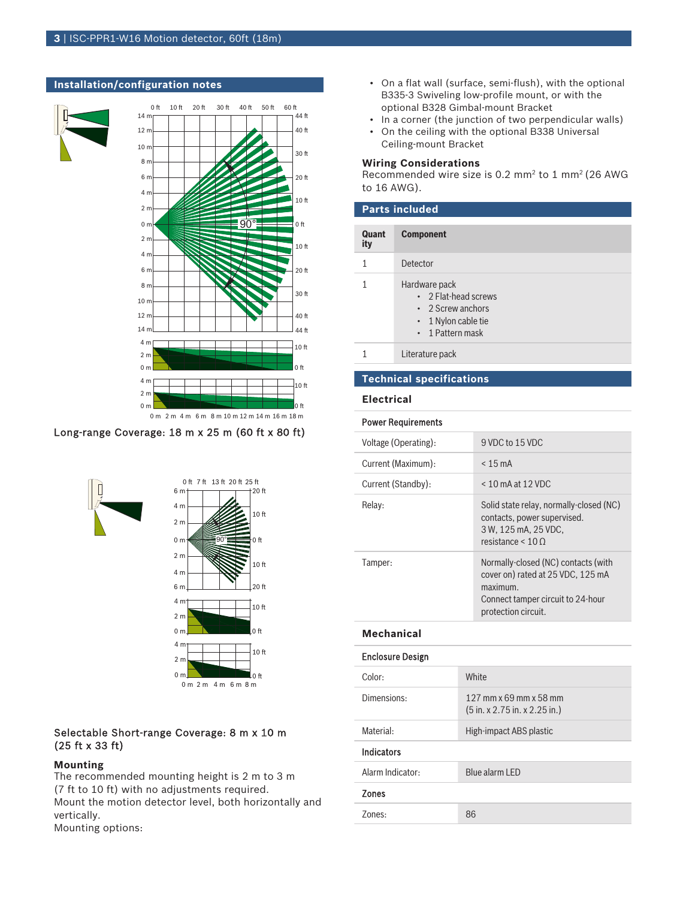## Installation/configuration notes

Long-range Coverage: 18 m x 25 m (60 ft x 80 ft)

Selectable Short-range Coverage: 8 m x 10 m (25 ft x 33 ft)

### Mounting

The recommended mounting height is 2 m to 3 m (7 ft to 10 ft) with no adjustments required.
Mount the motion detector level, both horizontally and vertically.
Mounting options:

- On a flat wall (surface, semi-flush), with the optional B335-3 Swiveling low-profile mount, or with the optional B328 Gimbal-mount Bracket
- In a corner (the junction of two perpendicular walls)
- On the ceiling with the optional B338 Universal Ceiling-mount Bracket

### Wiring Considerations

Recommended wire size is 0.2 mm² to 1 mm² (26 AWG to 16 AWG).

## Parts included

| Quantity | Component |
|---|---|
| 1 | Detector |
| 1 | Hardware pack<br>• 2 Flat-head screws<br>• 2 Screw anchors<br>• 1 Nylon cable tie<br>• 1 Pattern mask |
| 1 | Literature pack |

## Technical specifications

### Electrical

**Power Requirements**

| | |
|---|---|
| Voltage (Operating): | 9 VDC to 15 VDC |
| Current (Maximum): | < 15 mA |
| Current (Standby): | < 10 mA at 12 VDC |
| Relay: | Solid state relay, normally-closed (NC) contacts, power supervised.<br>3 W, 125 mA, 25 VDC, resistance < 10 Ω |
| Tamper: | Normally-closed (NC) contacts (with cover on) rated at 25 VDC, 125 mA maximum.<br>Connect tamper circuit to 24-hour protection circuit. |

### Mechanical

**Enclosure Design**

| | |
|---|---|
| Color: | White |
| Dimensions: | 127 mm x 69 mm x 58 mm<br>(5 in. x 2.75 in. x 2.25 in.) |
| Material: | High-impact ABS plastic |

**Indicators**

| | |
|---|---|
| Alarm Indicator: | Blue alarm LED |

**Zones**

| | |
|---|---|
| Zones: | 86 |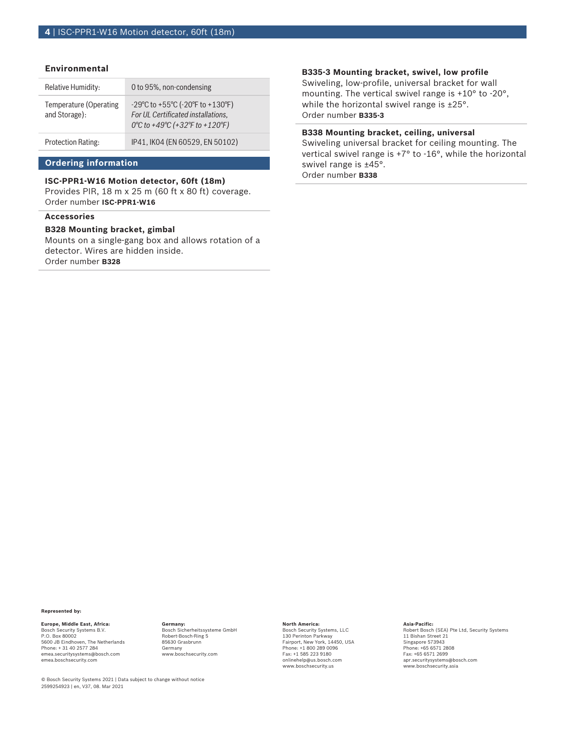### Environmental

| | |
|---|---|
| Relative Humidity: | 0 to 95%, non-condensing |
| Temperature (Operating and Storage): | -29°C to +55°C (-20°F to +130°F) *For UL Certificated installations, 0°C to +49°C (+32°F to +120°F)* |
| Protection Rating: | IP41, IK04 (EN 60529, EN 50102) |

## Ordering information

**ISC-PPR1-W16 Motion detector, 60ft (18m)**
Provides PIR, 18 m x 25 m (60 ft x 80 ft) coverage.
Order number **ISC-PPR1-W16**

**Accessories**

**B328 Mounting bracket, gimbal**
Mounts on a single-gang box and allows rotation of a detector. Wires are hidden inside.
Order number **B328**

**B335-3 Mounting bracket, swivel, low profile**
Swiveling, low-profile, universal bracket for wall mounting. The vertical swivel range is +10° to -20°, while the horizontal swivel range is ±25°.
Order number **B335-3**

**B338 Mounting bracket, ceiling, universal**
Swiveling universal bracket for ceiling mounting. The vertical swivel range is +7° to -16°, while the horizontal swivel range is ±45°.
Order number **B338**

**Represented by:**

**Europe, Middle East, Africa:**
Bosch Security Systems B.V.
P.O. Box 80002
5600 JB Eindhoven, The Netherlands
Phone: + 31 40 2577 284
emea.securitysystems@bosch.com
emea.boschsecurity.com

**Germany:**
Bosch Sicherheitssysteme GmbH
Robert-Bosch-Ring 5
85630 Grasbrunn
Germany
www.boschsecurity.com

**North America:**
Bosch Security Systems, LLC
130 Perinton Parkway
Fairport, New York, 14450, USA
Phone: +1 800 289 0096
Fax: +1 585 223 9180
onlinehelp@us.bosch.com
www.boschsecurity.us

**Asia-Pacific:**
Robert Bosch (SEA) Pte Ltd, Security Systems
11 Bishan Street 21
Singapore 573943
Phone: +65 6571 2808
Fax: +65 6571 2699
apr.securitysystems@bosch.com
www.boschsecurity.asia

© Bosch Security Systems 2021 | Data subject to change without notice
2599254923 | en, V37, 08. Mar 2021